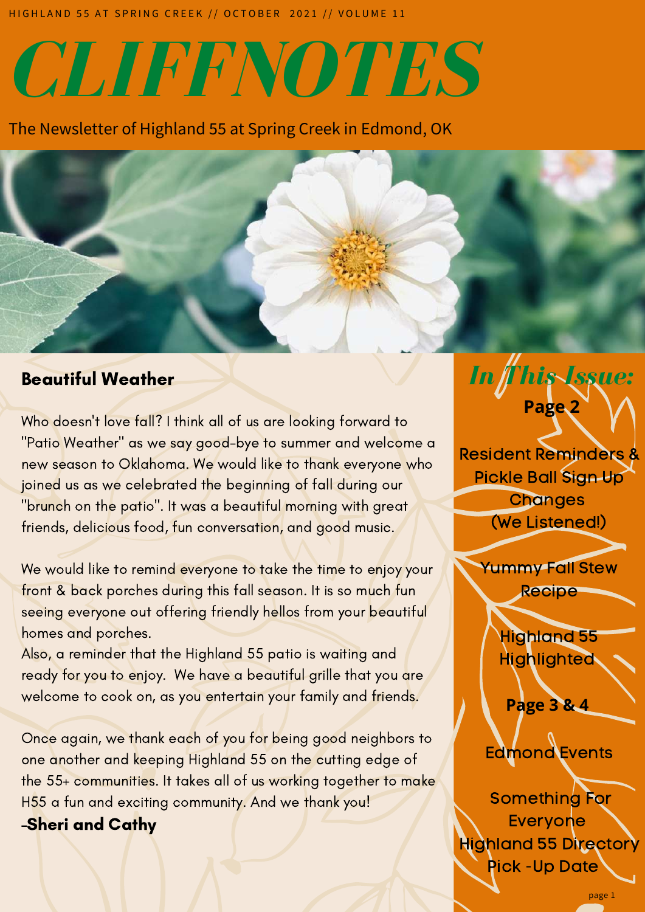HIGHLAND 55 AT SPRING CREEK // OCTOBER 2021 // VOLUME 11

# *CLIFFNOTES*

The Newsletter of Highland 55 at Spring Creek in Edmond, OK

## Beautiful Weather

Who doesn't love fall? I think all of us are looking forward to "Patio Weather" as we say good-bye to summer and welcome a new season to Oklahoma. We would like to thank everyone who joined us as we celebrated the beginning of fall during our "brunch on the patio". It was a beautiful morning with great friends, delicious food, fun conversation, and good music.

We would like to remind everyone to take the time to enjoy your front & back porches during this fall season. It is so much fun seeing everyone out offering friendly hellos from your beautiful homes and porches.
Also, a reminder that the Highland 55 patio is waiting and ready for you to enjoy. We have a beautiful grille that you are welcome to cook on, as you entertain your family and friends.

Once again, we thank each of you for being good neighbors to one another and keeping Highland 55 on the cutting edge of the 55+ communities. It takes all of us working together to make H55 a fun and exciting community. And we thank you!
-**Sheri and Cathy**

## *In This Issue:*

**Page 2**

Resident Reminders & Pickle Ball Sign Up Changes (We Listened!)

Yummy Fall Stew Recipe

Highland 55 Highlighted

**Page 3 & 4**

Edmond Events

Something For Everyone

Highland 55 Directory Pick -Up Date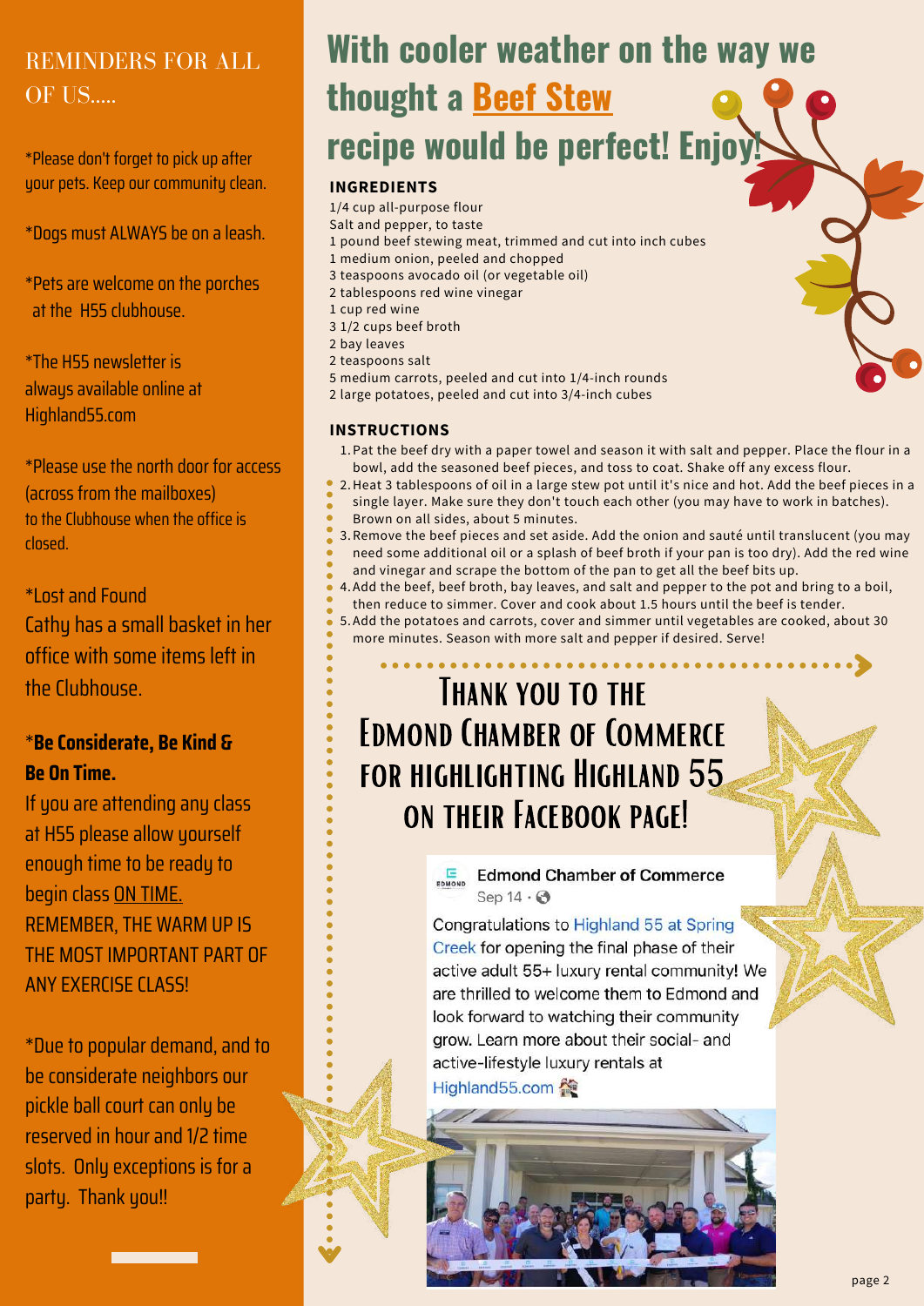## REMINDERS FOR ALL OF US.....

*Please don't forget to pick up after your pets. Keep our community clean.

*Dogs must ALWAYS be on a leash.

*Pets are welcome on the porches at the H55 clubhouse.

*The H55 newsletter is always available online at Highland55.com

*Please use the north door for access (across from the mailboxes) to the Clubhouse when the office is closed.

*Lost and Found
Cathy has a small basket in her office with some items left in the Clubhouse.

***Be Considerate, Be Kind & Be On Time.**
If you are attending any class at H55 please allow yourself enough time to be ready to begin class ON TIME.
REMEMBER, THE WARM UP IS THE MOST IMPORTANT PART OF ANY EXERCISE CLASS!

*Due to popular demand, and to be considerate neighbors our pickle ball court can only be reserved in hour and 1/2 time slots. Only exceptions is for a party. Thank you!!

# With cooler weather on the way we thought a Beef Stew recipe would be perfect! Enjoy!

### INGREDIENTS

1/4 cup all-purpose flour
Salt and pepper, to taste
1 pound beef stewing meat, trimmed and cut into inch cubes
1 medium onion, peeled and chopped
3 teaspoons avocado oil (or vegetable oil)
2 tablespoons red wine vinegar
1 cup red wine
3 1/2 cups beef broth
2 bay leaves
2 teaspoons salt
5 medium carrots, peeled and cut into 1/4-inch rounds
2 large potatoes, peeled and cut into 3/4-inch cubes

### INSTRUCTIONS

1. Pat the beef dry with a paper towel and season it with salt and pepper. Place the flour in a bowl, add the seasoned beef pieces, and toss to coat. Shake off any excess flour.
2. Heat 3 tablespoons of oil in a large stew pot until it's nice and hot. Add the beef pieces in a single layer. Make sure they don't touch each other (you may have to work in batches). Brown on all sides, about 5 minutes.
3. Remove the beef pieces and set aside. Add the onion and sauté until translucent (you may need some additional oil or a splash of beef broth if your pan is too dry). Add the red wine and vinegar and scrape the bottom of the pan to get all the beef bits up.
4. Add the beef, beef broth, bay leaves, and salt and pepper to the pot and bring to a boil, then reduce to simmer. Cover and cook about 1.5 hours until the beef is tender.
5. Add the potatoes and carrots, cover and simmer until vegetables are cooked, about 30 more minutes. Season with more salt and pepper if desired. Serve!

## Thank you to the Edmond Chamber of Commerce for highlighting Highland 55 on their Facebook page!

**Edmond Chamber of Commerce**
Sep 14 ·

Congratulations to Highland 55 at Spring Creek for opening the final phase of their active adult 55+ luxury rental community! We are thrilled to welcome them to Edmond and look forward to watching their community grow. Learn more about their social- and active-lifestyle luxury rentals at Highland55.com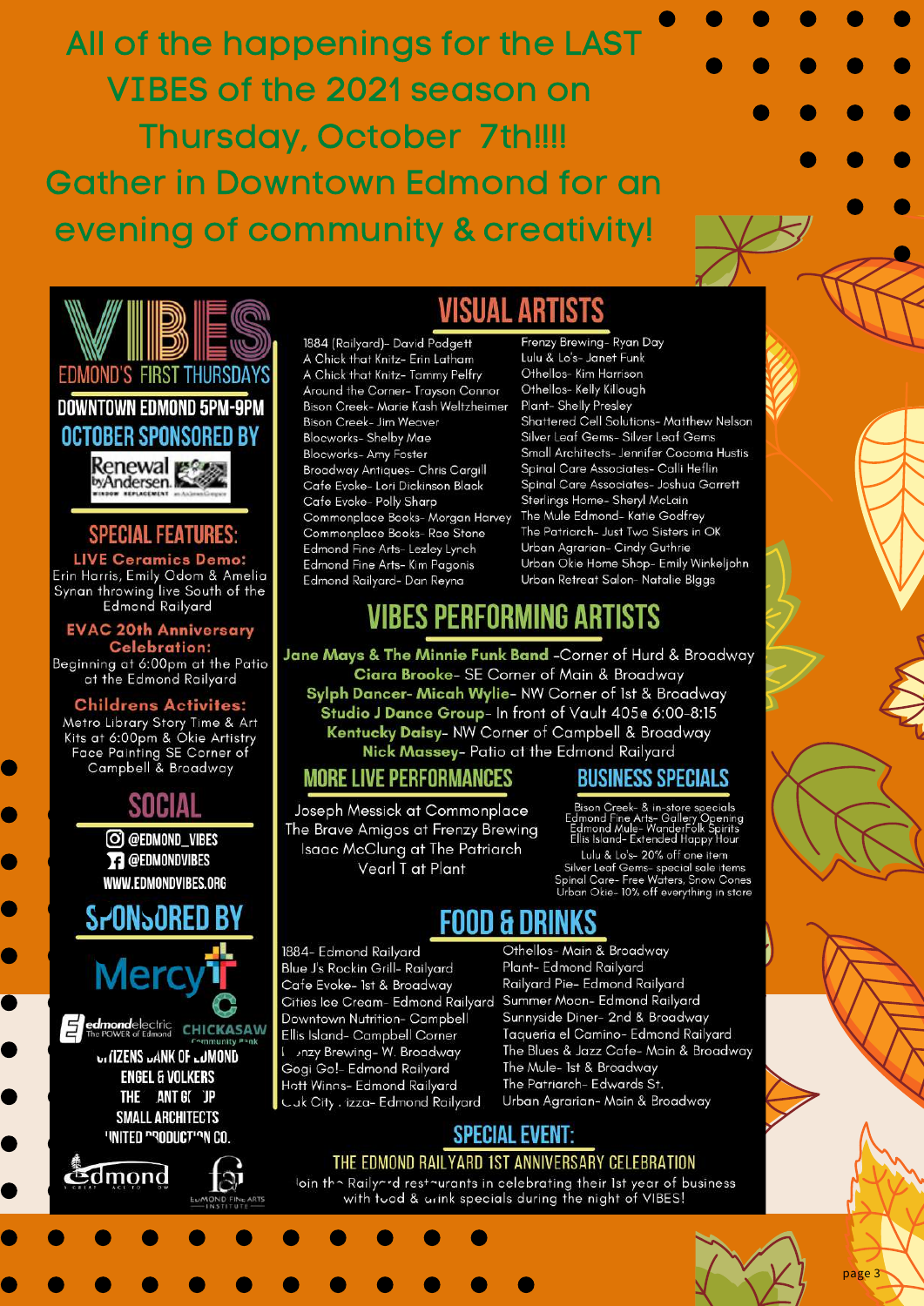# All of the happenings for the LAST VIBES of the 2021 season on Thursday, October 7th!!!! Gather in Downtown Edmond for an evening of community & creativity!

## VIBES EDMOND'S FIRST THURSDAYS

**DOWNTOWN EDMOND 5PM-9PM**

**OCTOBER SPONSORED BY**

Renewal by Andersen. WINDOW REPLACEMENT an Andersen Company

## SPECIAL FEATURES:

**LIVE Ceramics Demo:**
Erin Harris, Emily Odom & Amelia Synan throwing live South of the Edmond Railyard

**EVAC 20th Anniversary Celebration:**
Beginning at 6:00pm at the Patio at the Edmond Railyard

**Childrens Activites:**
Metro Library Story Time & Art Kits at 6:00pm & Okie Artistry Face Painting SE Corner of Campbell & Broadway

## SOCIAL

- @EDMOND_VIBES
- @EDMONDVIBES
- WWW.EDMONDVIBES.ORG

## SPONSORED BY

Mercy
edmondelectric The POWER of Edmond
CHICKASAW Community Bank
CITIZENS BANK OF EDMOND
ENGEL & VOLKERS
THE GRANT GROUP
SMALL ARCHITECTS
UNITED PRODUCTION CO.
Edmond
EDMOND FINE ARTS INSTITUTE

## VISUAL ARTISTS

- 1884 (Railyard)- David Padgett
- A Chick that Knitz- Erin Latham
- A Chick that Knitz- Tammy Pelfry
- Around the Corner- Trayson Connor
- Bison Creek- Marie Kash Weltzheimer
- Bison Creek- Jim Weaver
- Blocworks- Shelby Mae
- Blocworks- Amy Foster
- Broadway Antiques- Chris Cargill
- Cafe Evoke- Lori Dickinson Black
- Cafe Evoke- Polly Sharp
- Commonplace Books- Morgan Harvey
- Commonplace Books- Rae Stone
- Edmond Fine Arts- Lezley Lynch
- Edmond Fine Arts- Kim Pagonis
- Edmond Railyard- Dan Reyna
- Frenzy Brewing- Ryan Day
- Lulu & Lo's- Janet Funk
- Othellos- Kim Harrison
- Othellos- Kelly Killough
- Plant- Shelly Presley
- Shattered Cell Solutions- Matthew Nelson
- Silver Leaf Gems- Silver Leaf Gems
- Small Architects- Jennifer Cocoma Hustis
- Spinal Care Associates- Calli Heflin
- Spinal Care Associates- Joshua Garrett
- Sterlings Home- Sheryl McLain
- The Mule Edmond- Katie Godfrey
- The Patriarch- Just Two Sisters in OK
- Urban Agrarian- Cindy Guthrie
- Urban Okie Home Shop- Emily Winkeljohn
- Urban Retreat Salon- Natalie Biggs

## VIBES PERFORMING ARTISTS

- **Jane Mays & The Minnie Funk Band** -Corner of Hurd & Broadway
- **Ciara Brooke**- SE Corner of Main & Broadway
- **Sylph Dancer- Micah Wylie**- NW Corner of 1st & Broadway
- **Studio J Dance Group**- In front of Vault 405@ 6:00-8:15
- **Kentucky Daisy**- NW Corner of Campbell & Broadway
- **Nick Massey**- Patio at the Edmond Railyard

## MORE LIVE PERFORMANCES

- Joseph Messick at Commonplace
- The Brave Amigos at Frenzy Brewing
- Isaac McClung at The Patriarch
- Vearl T at Plant

## BUSINESS SPECIALS

- Bison Creek- & in-store specials
- Edmond Fine Arts- Gallery Opening
- Edmond Mule- WanderFolk Spirits
- Ellis Island- Extended Happy Hour
- Lulu & Lo's- 20% off one item
- Silver Leaf Gems- special sale items
- Spinal Care- Free Waters, Snow Cones
- Urban Okie- 10% off everything in store

## FOOD & DRINKS

- 1884- Edmond Railyard
- Blue J's Rockin Grill- Railyard
- Cafe Evoke- 1st & Broadway
- Cities Ice Cream- Edmond Railyard
- Downtown Nutrition- Campbell
- Ellis Island- Campbell Corner
- Frenzy Brewing- W. Broadway
- Gogi Go!- Edmond Railyard
- Hatt Wings- Edmond Railyard
- Oak City Pizza- Edmond Railyard
- Othellos- Main & Broadway
- Plant- Edmond Railyard
- Railyard Pie- Edmond Railyard
- Summer Moon- Edmond Railyard
- Sunnyside Diner- 2nd & Broadway
- Taqueria el Camino- Edmond Railyard
- The Blues & Jazz Cafe- Main & Broadway
- The Mule- 1st & Broadway
- The Patriarch- Edwards St.
- Urban Agrarian- Main & Broadway

## SPECIAL EVENT:

**THE EDMOND RAILYARD 1ST ANNIVERSARY CELEBRATION**

Join the Railyard restaurants in celebrating their 1st year of business with food & drink specials during the night of VIBES!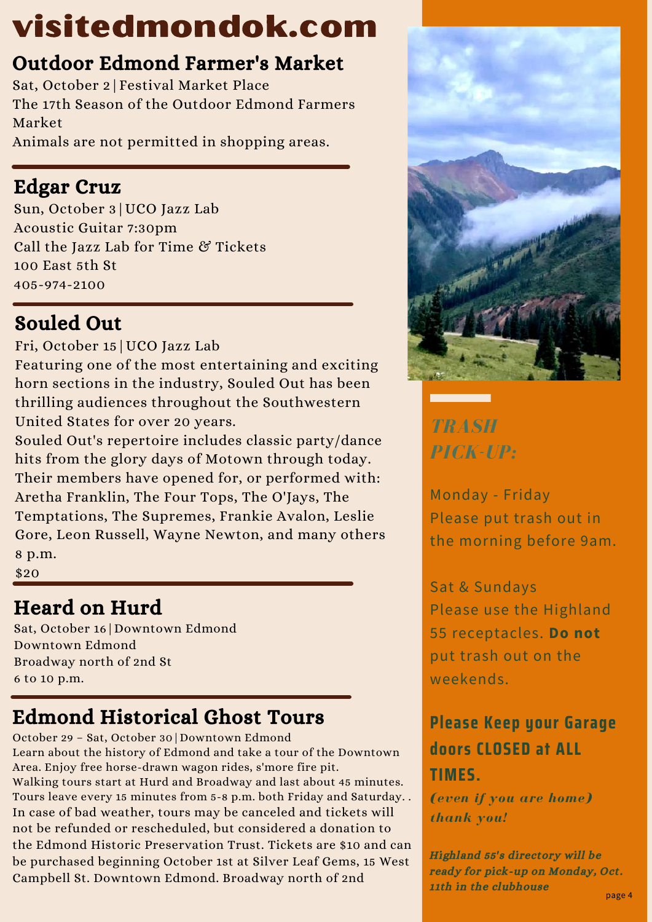# visitedmondok.com

## Outdoor Edmond Farmer's Market

Sat, October 2 | Festival Market Place
The 17th Season of the Outdoor Edmond Farmers Market
Animals are not permitted in shopping areas.

## Edgar Cruz

Sun, October 3 | UCO Jazz Lab
Acoustic Guitar 7:30pm
Call the Jazz Lab for Time & Tickets
100 East 5th St
405-974-2100

## Souled Out

Fri, October 15 | UCO Jazz Lab
Featuring one of the most entertaining and exciting horn sections in the industry, Souled Out has been thrilling audiences throughout the Southwestern United States for over 20 years.
Souled Out's repertoire includes classic party/dance hits from the glory days of Motown through today. Their members have opened for, or performed with: Aretha Franklin, The Four Tops, The O'Jays, The Temptations, The Supremes, Frankie Avalon, Leslie Gore, Leon Russell, Wayne Newton, and many others
8 p.m.
$20

## Heard on Hurd

Sat, October 16 | Downtown Edmond
Downtown Edmond
Broadway north of 2nd St
6 to 10 p.m.

## Edmond Historical Ghost Tours

October 29 – Sat, October 30 | Downtown Edmond
Learn about the history of Edmond and take a tour of the Downtown Area. Enjoy free horse-drawn wagon rides, s'more fire pit.
Walking tours start at Hurd and Broadway and last about 45 minutes. Tours leave every 15 minutes from 5-8 p.m. both Friday and Saturday. . In case of bad weather, tours may be canceled and tickets will not be refunded or rescheduled, but considered a donation to the Edmond Historic Preservation Trust. Tickets are $10 and can be purchased beginning October 1st at Silver Leaf Gems, 15 West Campbell St. Downtown Edmond. Broadway north of 2nd

## *TRASH PICK-UP:*

Monday - Friday
Please put trash out in the morning before 9am.

Sat & Sundays
Please use the Highland 55 receptacles. **Do not** put trash out on the weekends.

## Please Keep your Garage doors CLOSED at ALL TIMES.

***(even if you are home) thank you!***

***Highland 55's directory will be ready for pick-up on Monday, Oct. 11th in the clubhouse***